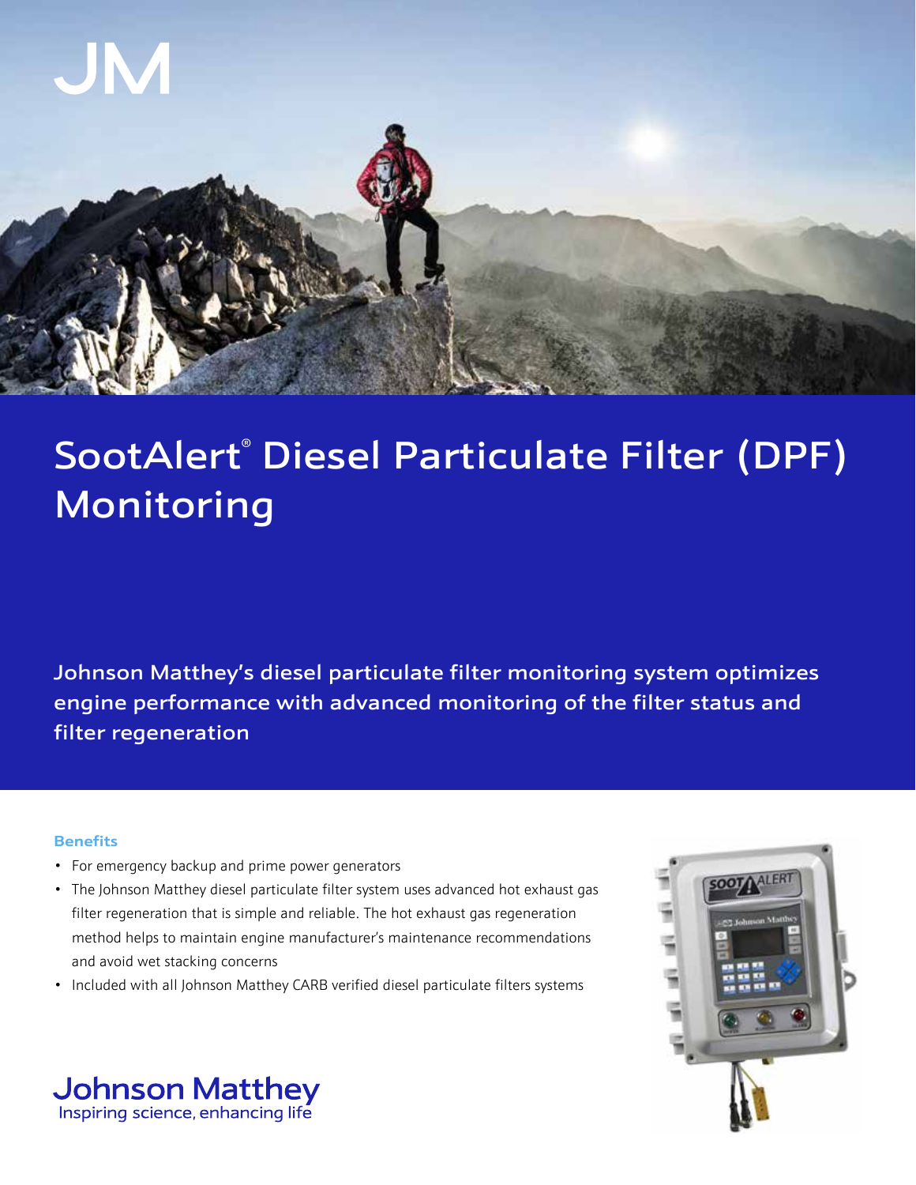# SootAlert® Diesel Particulate Filter (DPF) Monitoring

Johnson Matthey's diesel particulate filter monitoring system optimizes engine performance with advanced monitoring of the filter status and filter regeneration

### Benefits

- For emergency backup and prime power generators
- The Johnson Matthey diesel particulate filter system uses advanced hot exhaust gas filter regeneration that is simple and reliable. The hot exhaust gas regeneration method helps to maintain engine manufacturer's maintenance recommendations and avoid wet stacking concerns
- Included with all Johnson Matthey CARB verified diesel particulate filters systems

Johnson Matthey
Inspiring science, enhancing life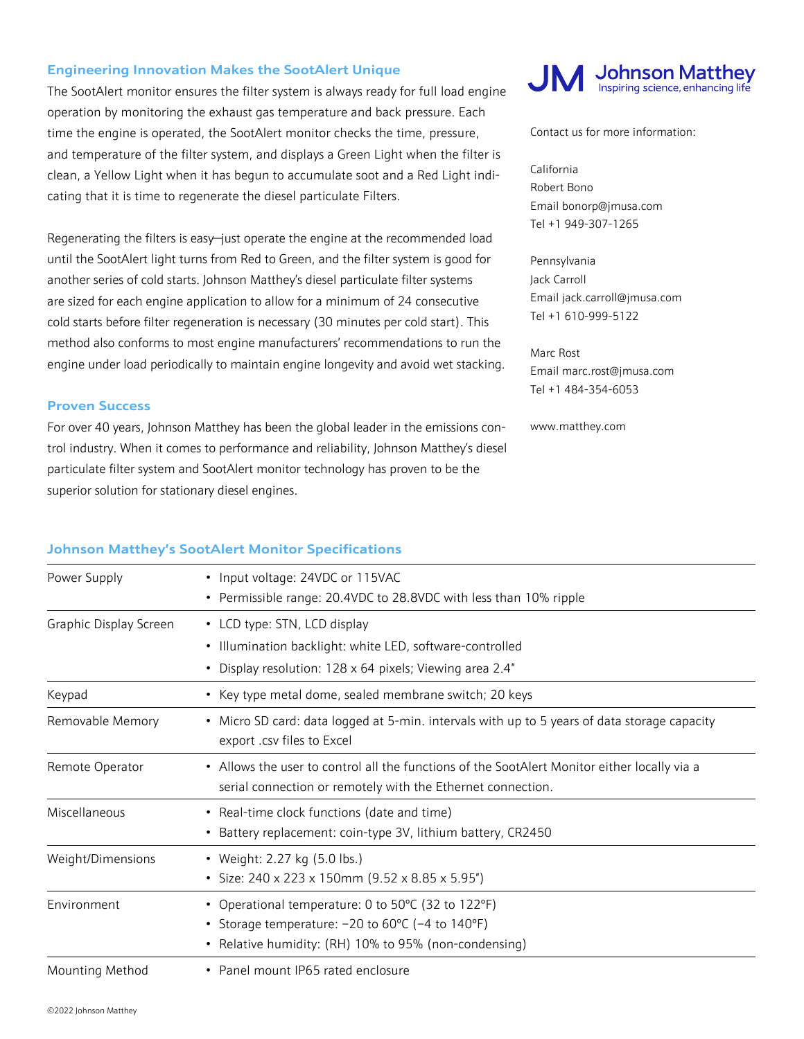## Engineering Innovation Makes the SootAlert Unique

The SootAlert monitor ensures the filter system is always ready for full load engine operation by monitoring the exhaust gas temperature and back pressure. Each time the engine is operated, the SootAlert monitor checks the time, pressure, and temperature of the filter system, and displays a Green Light when the filter is clean, a Yellow Light when it has begun to accumulate soot and a Red Light indicating that it is time to regenerate the diesel particulate Filters.

Regenerating the filters is easy—just operate the engine at the recommended load until the SootAlert light turns from Red to Green, and the filter system is good for another series of cold starts. Johnson Matthey's diesel particulate filter systems are sized for each engine application to allow for a minimum of 24 consecutive cold starts before filter regeneration is necessary (30 minutes per cold start). This method also conforms to most engine manufacturers' recommendations to run the engine under load periodically to maintain engine longevity and avoid wet stacking.

## Proven Success

For over 40 years, Johnson Matthey has been the global leader in the emissions control industry. When it comes to performance and reliability, Johnson Matthey's diesel particulate filter system and SootAlert monitor technology has proven to be the superior solution for stationary diesel engines.

**JM Johnson Matthey**
Inspiring science, enhancing life

Contact us for more information:

California
Robert Bono
Email bonorp@jmusa.com
Tel +1 949-307-1265

Pennsylvania
Jack Carroll
Email jack.carroll@jmusa.com
Tel +1 610-999-5122

Marc Rost
Email marc.rost@jmusa.com
Tel +1 484-354-6053

www.matthey.com

## Johnson Matthey's SootAlert Monitor Specifications

| | |
|---|---|
| Power Supply | • Input voltage: 24VDC or 115VAC<br>• Permissible range: 20.4VDC to 28.8VDC with less than 10% ripple |
| Graphic Display Screen | • LCD type: STN, LCD display<br>• Illumination backlight: white LED, software-controlled<br>• Display resolution: 128 x 64 pixels; Viewing area 2.4" |
| Keypad | • Key type metal dome, sealed membrane switch; 20 keys |
| Removable Memory | • Micro SD card: data logged at 5-min. intervals with up to 5 years of data storage capacity export .csv files to Excel |
| Remote Operator | • Allows the user to control all the functions of the SootAlert Monitor either locally via a serial connection or remotely with the Ethernet connection. |
| Miscellaneous | • Real-time clock functions (date and time)<br>• Battery replacement: coin-type 3V, lithium battery, CR2450 |
| Weight/Dimensions | • Weight: 2.27 kg (5.0 lbs.)<br>• Size: 240 x 223 x 150mm (9.52 x 8.85 x 5.95") |
| Environment | • Operational temperature: 0 to 50°C (32 to 122°F)<br>• Storage temperature: −20 to 60°C (−4 to 140°F)<br>• Relative humidity: (RH) 10% to 95% (non-condensing) |
| Mounting Method | • Panel mount IP65 rated enclosure |

©2022 Johnson Matthey